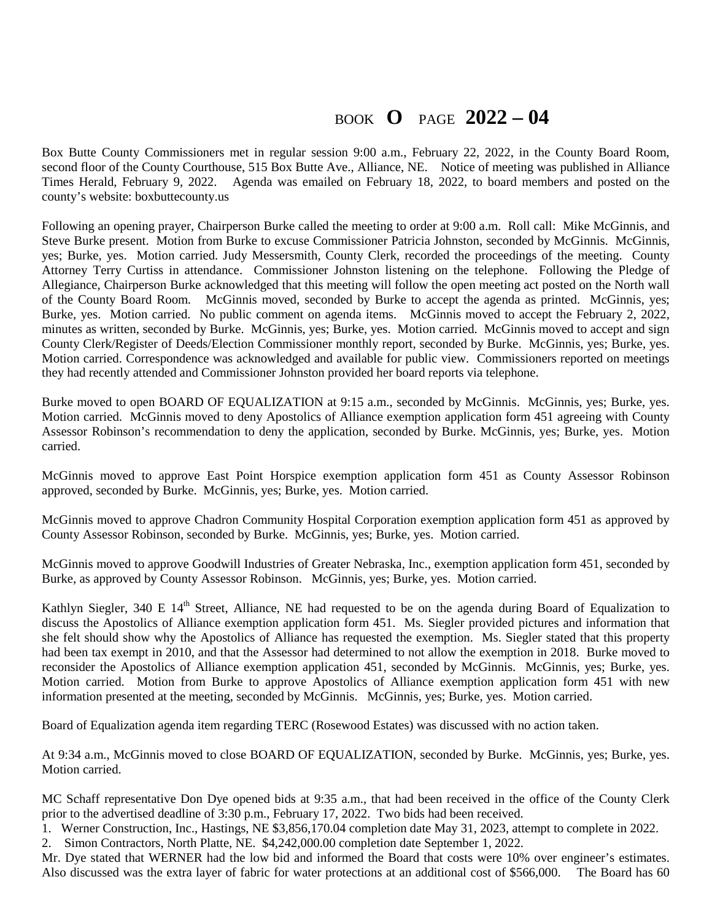BOOK **O** PAGE **2022 – 04**

Box Butte County Commissioners met in regular session 9:00 a.m., February 22, 2022, in the County Board Room, second floor of the County Courthouse, 515 Box Butte Ave., Alliance, NE. Notice of meeting was published in Alliance Times Herald, February 9, 2022. Agenda was emailed on February 18, 2022, to board members and posted on the county's website: boxbuttecounty.us

Following an opening prayer, Chairperson Burke called the meeting to order at 9:00 a.m. Roll call: Mike McGinnis, and Steve Burke present. Motion from Burke to excuse Commissioner Patricia Johnston, seconded by McGinnis. McGinnis, yes; Burke, yes. Motion carried. Judy Messersmith, County Clerk, recorded the proceedings of the meeting. County Attorney Terry Curtiss in attendance. Commissioner Johnston listening on the telephone. Following the Pledge of Allegiance, Chairperson Burke acknowledged that this meeting will follow the open meeting act posted on the North wall of the County Board Room. McGinnis moved, seconded by Burke to accept the agenda as printed. McGinnis, yes; Burke, yes. Motion carried. No public comment on agenda items. McGinnis moved to accept the February 2, 2022, minutes as written, seconded by Burke. McGinnis, yes; Burke, yes. Motion carried. McGinnis moved to accept and sign County Clerk/Register of Deeds/Election Commissioner monthly report, seconded by Burke. McGinnis, yes; Burke, yes. Motion carried. Correspondence was acknowledged and available for public view. Commissioners reported on meetings they had recently attended and Commissioner Johnston provided her board reports via telephone.

Burke moved to open BOARD OF EQUALIZATION at 9:15 a.m., seconded by McGinnis. McGinnis, yes; Burke, yes. Motion carried. McGinnis moved to deny Apostolics of Alliance exemption application form 451 agreeing with County Assessor Robinson's recommendation to deny the application, seconded by Burke. McGinnis, yes; Burke, yes. Motion carried.

McGinnis moved to approve East Point Horspice exemption application form 451 as County Assessor Robinson approved, seconded by Burke. McGinnis, yes; Burke, yes. Motion carried.

McGinnis moved to approve Chadron Community Hospital Corporation exemption application form 451 as approved by County Assessor Robinson, seconded by Burke. McGinnis, yes; Burke, yes. Motion carried.

McGinnis moved to approve Goodwill Industries of Greater Nebraska, Inc., exemption application form 451, seconded by Burke, as approved by County Assessor Robinson. McGinnis, yes; Burke, yes. Motion carried.

Kathlyn Siegler, 340 E 14th Street, Alliance, NE had requested to be on the agenda during Board of Equalization to discuss the Apostolics of Alliance exemption application form 451. Ms. Siegler provided pictures and information that she felt should show why the Apostolics of Alliance has requested the exemption. Ms. Siegler stated that this property had been tax exempt in 2010, and that the Assessor had determined to not allow the exemption in 2018. Burke moved to reconsider the Apostolics of Alliance exemption application 451, seconded by McGinnis. McGinnis, yes; Burke, yes. Motion carried. Motion from Burke to approve Apostolics of Alliance exemption application form 451 with new information presented at the meeting, seconded by McGinnis. McGinnis, yes; Burke, yes. Motion carried.

Board of Equalization agenda item regarding TERC (Rosewood Estates) was discussed with no action taken.

At 9:34 a.m., McGinnis moved to close BOARD OF EQUALIZATION, seconded by Burke. McGinnis, yes; Burke, yes. Motion carried.

MC Schaff representative Don Dye opened bids at 9:35 a.m., that had been received in the office of the County Clerk prior to the advertised deadline of 3:30 p.m., February 17, 2022. Two bids had been received.

1. Werner Construction, Inc., Hastings, NE $3,856,170.04 completion date May 31, 2023, attempt to complete in 2022.
2. Simon Contractors, North Platte, NE. $4,242,000.00 completion date September 1, 2022.

Mr. Dye stated that WERNER had the low bid and informed the Board that costs were 10% over engineer's estimates. Also discussed was the extra layer of fabric for water protections at an additional cost of $566,000. The Board has 60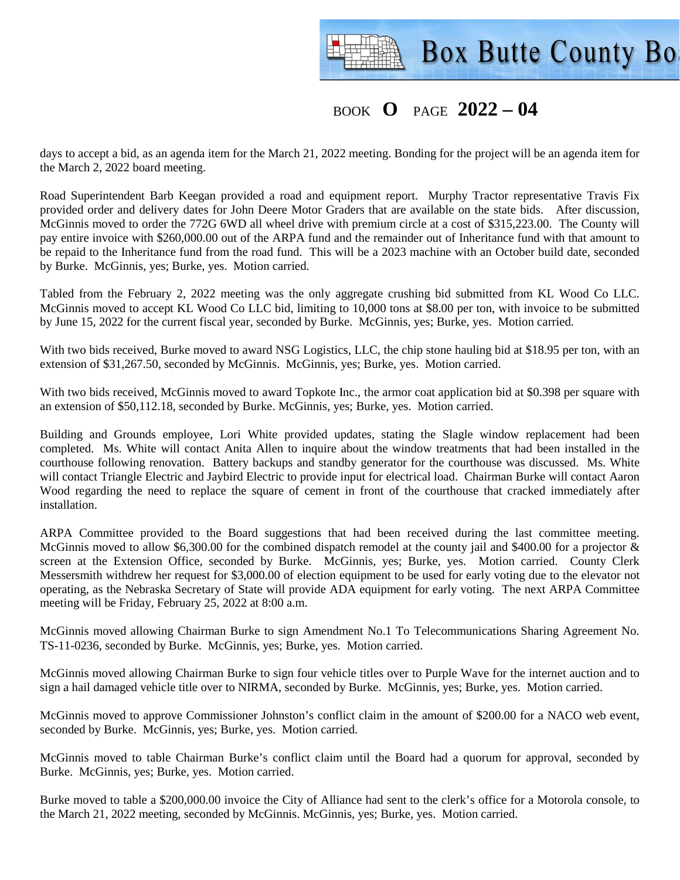BOOK **O** PAGE **2022 – 04**

days to accept a bid, as an agenda item for the March 21, 2022 meeting. Bonding for the project will be an agenda item for the March 2, 2022 board meeting.

Road Superintendent Barb Keegan provided a road and equipment report. Murphy Tractor representative Travis Fix provided order and delivery dates for John Deere Motor Graders that are available on the state bids. After discussion, McGinnis moved to order the 772G 6WD all wheel drive with premium circle at a cost of $315,223.00. The County will pay entire invoice with $260,000.00 out of the ARPA fund and the remainder out of Inheritance fund with that amount to be repaid to the Inheritance fund from the road fund. This will be a 2023 machine with an October build date, seconded by Burke. McGinnis, yes; Burke, yes. Motion carried.

Tabled from the February 2, 2022 meeting was the only aggregate crushing bid submitted from KL Wood Co LLC. McGinnis moved to accept KL Wood Co LLC bid, limiting to 10,000 tons at $8.00 per ton, with invoice to be submitted by June 15, 2022 for the current fiscal year, seconded by Burke. McGinnis, yes; Burke, yes. Motion carried.

With two bids received, Burke moved to award NSG Logistics, LLC, the chip stone hauling bid at $18.95 per ton, with an extension of $31,267.50, seconded by McGinnis. McGinnis, yes; Burke, yes. Motion carried.

With two bids received, McGinnis moved to award Topkote Inc., the armor coat application bid at $0.398 per square with an extension of $50,112.18, seconded by Burke. McGinnis, yes; Burke, yes. Motion carried.

Building and Grounds employee, Lori White provided updates, stating the Slagle window replacement had been completed. Ms. White will contact Anita Allen to inquire about the window treatments that had been installed in the courthouse following renovation. Battery backups and standby generator for the courthouse was discussed. Ms. White will contact Triangle Electric and Jaybird Electric to provide input for electrical load. Chairman Burke will contact Aaron Wood regarding the need to replace the square of cement in front of the courthouse that cracked immediately after installation.

ARPA Committee provided to the Board suggestions that had been received during the last committee meeting. McGinnis moved to allow $6,300.00 for the combined dispatch remodel at the county jail and $400.00 for a projector & screen at the Extension Office, seconded by Burke. McGinnis, yes; Burke, yes. Motion carried. County Clerk Messersmith withdrew her request for $3,000.00 of election equipment to be used for early voting due to the elevator not operating, as the Nebraska Secretary of State will provide ADA equipment for early voting. The next ARPA Committee meeting will be Friday, February 25, 2022 at 8:00 a.m.

McGinnis moved allowing Chairman Burke to sign Amendment No.1 To Telecommunications Sharing Agreement No. TS-11-0236, seconded by Burke. McGinnis, yes; Burke, yes. Motion carried.

McGinnis moved allowing Chairman Burke to sign four vehicle titles over to Purple Wave for the internet auction and to sign a hail damaged vehicle title over to NIRMA, seconded by Burke. McGinnis, yes; Burke, yes. Motion carried.

McGinnis moved to approve Commissioner Johnston's conflict claim in the amount of $200.00 for a NACO web event, seconded by Burke. McGinnis, yes; Burke, yes. Motion carried.

McGinnis moved to table Chairman Burke's conflict claim until the Board had a quorum for approval, seconded by Burke. McGinnis, yes; Burke, yes. Motion carried.

Burke moved to table a $200,000.00 invoice the City of Alliance had sent to the clerk's office for a Motorola console, to the March 21, 2022 meeting, seconded by McGinnis. McGinnis, yes; Burke, yes. Motion carried.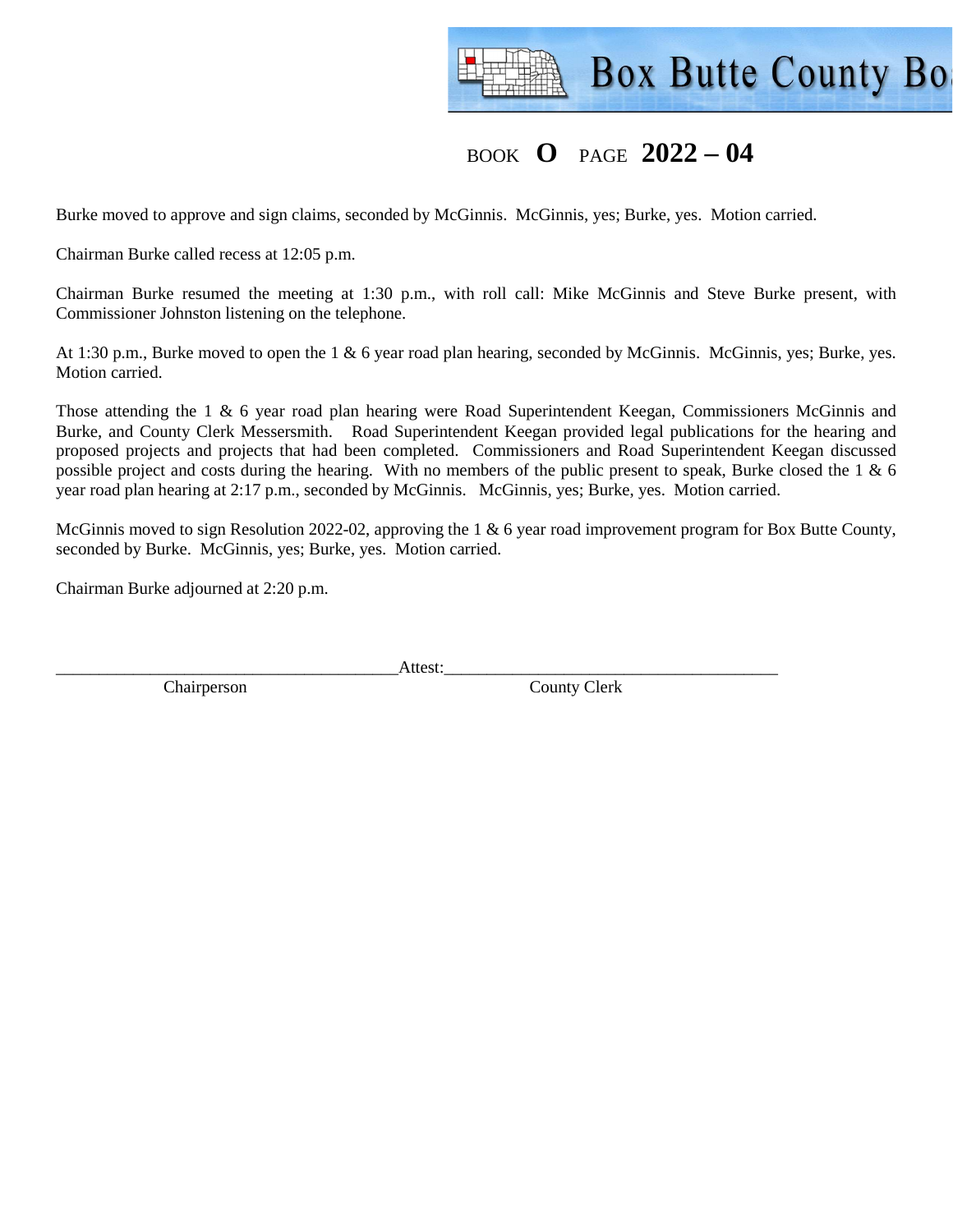BOOK **O** PAGE **2022 – 04**

Burke moved to approve and sign claims, seconded by McGinnis. McGinnis, yes; Burke, yes. Motion carried.

Chairman Burke called recess at 12:05 p.m.

Chairman Burke resumed the meeting at 1:30 p.m., with roll call: Mike McGinnis and Steve Burke present, with Commissioner Johnston listening on the telephone.

At 1:30 p.m., Burke moved to open the 1 & 6 year road plan hearing, seconded by McGinnis. McGinnis, yes; Burke, yes. Motion carried.

Those attending the 1 & 6 year road plan hearing were Road Superintendent Keegan, Commissioners McGinnis and Burke, and County Clerk Messersmith. Road Superintendent Keegan provided legal publications for the hearing and proposed projects and projects that had been completed. Commissioners and Road Superintendent Keegan discussed possible project and costs during the hearing. With no members of the public present to speak, Burke closed the 1 & 6 year road plan hearing at 2:17 p.m., seconded by McGinnis. McGinnis, yes; Burke, yes. Motion carried.

McGinnis moved to sign Resolution 2022-02, approving the 1 & 6 year road improvement program for Box Butte County, seconded by Burke. McGinnis, yes; Burke, yes. Motion carried.

Chairman Burke adjourned at 2:20 p.m.

\_\_\_\_\_\_\_\_\_\_\_\_\_\_\_\_\_\_\_\_\_\_\_\_\_\_\_\_\_\_\_\_\_\_\_\_\_\_\_\_ Attest: \_\_\_\_\_\_\_\_\_\_\_\_\_\_\_\_\_\_\_\_\_\_\_\_\_\_\_\_\_\_\_\_\_\_\_\_\_\_\_\_

Chairperson County Clerk